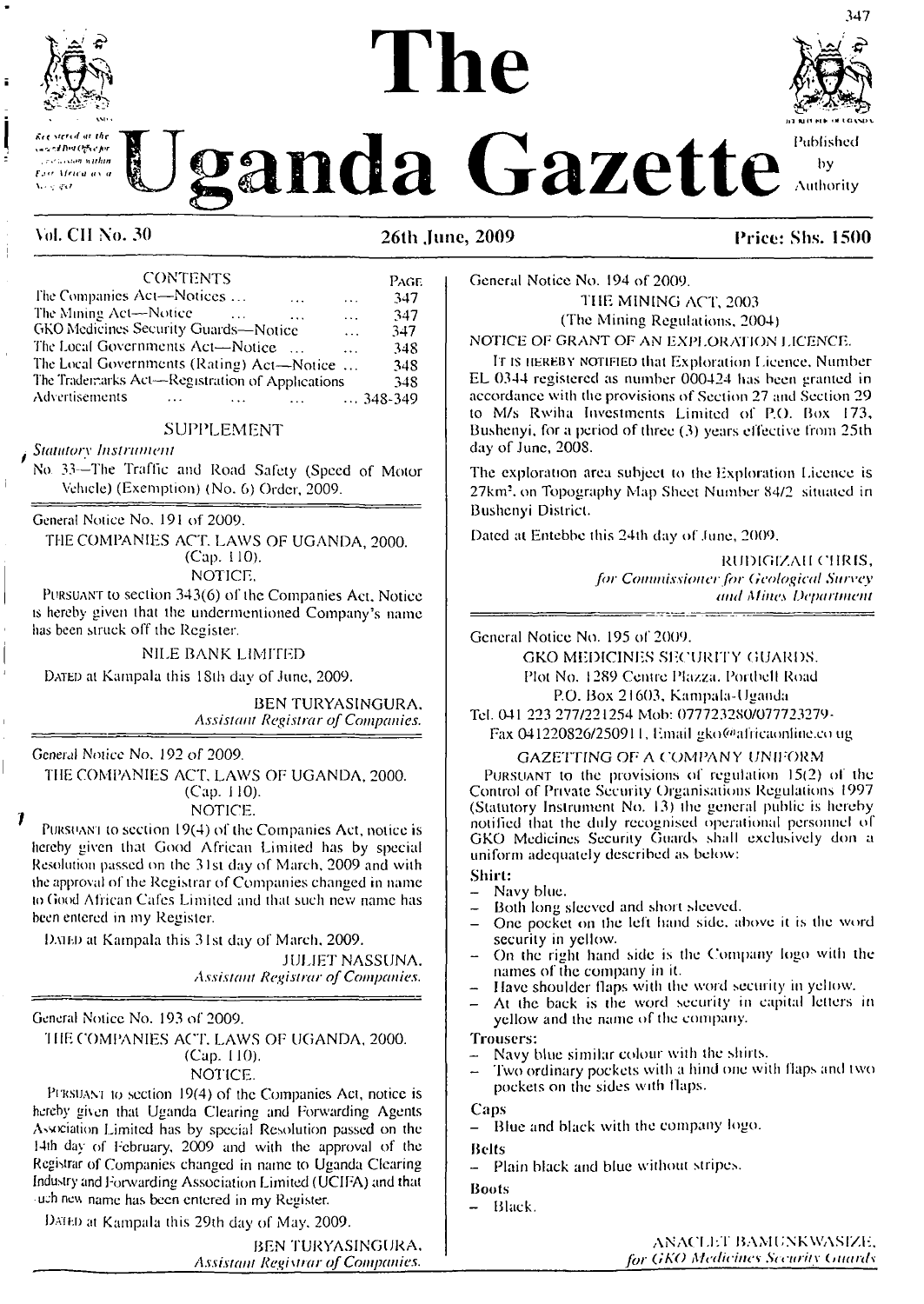# The Uganda Gazette

Registered at the General Post Office for transmission within East Africa as a Newspaper

Published by Authority

Vol. CII No. 30 | 26th June, 2009 | Price: Shs. 1500

| CONTENTS | PAGE |
|---|---|
| The Companies Act—Notices ... | 347 |
| The Mining Act—Notice ... | 347 |
| GKO Medicines Security Guards—Notice ... | 347 |
| The Local Governments Act—Notice ... | 348 |
| The Local Governments (Rating) Act—Notice ... | 348 |
| The Trademarks Act—Registration of Applications | 348 |
| Advertisements ... | 348-349 |

SUPPLEMENT

*Statutory Instrument*

No. 33—The Traffic and Road Safety (Speed of Motor Vehicle) (Exemption) (No. 6) Order, 2009.

---

General Notice No. 191 of 2009.

THE COMPANIES ACT, LAWS OF UGANDA, 2000.
(Cap. 110).
NOTICE.

PURSUANT to section 343(6) of the Companies Act, Notice is hereby given that the undermentioned Company's name has been struck off the Register.

NILE BANK LIMITED

DATED at Kampala this 18th day of June, 2009.

BEN TURYASINGURA,
*Assistant Registrar of Companies.*

---

General Notice No. 192 of 2009.

THE COMPANIES ACT, LAWS OF UGANDA, 2000.
(Cap. 110).
NOTICE.

PURSUANT to section 19(4) of the Companies Act, notice is hereby given that Good African Limited has by special Resolution passed on the 31st day of March, 2009 and with the approval of the Registrar of Companies changed in name to Good African Cafes Limited and that such new name has been entered in my Register.

DATED at Kampala this 31st day of March, 2009.

JULIET NASSUNA,
*Assistant Registrar of Companies.*

---

General Notice No. 193 of 2009.

THE COMPANIES ACT, LAWS OF UGANDA, 2000.
(Cap. 110).
NOTICE.

PURSUANT to section 19(4) of the Companies Act, notice is hereby given that Uganda Clearing and Forwarding Agents Association Limited has by special Resolution passed on the 14th day of February, 2009 and with the approval of the Registrar of Companies changed in name to Uganda Clearing Industry and Forwarding Association Limited (UCIFA) and that such new name has been entered in my Register.

DATED at Kampala this 29th day of May, 2009.

BEN TURYASINGURA,
*Assistant Registrar of Companies.*

---

General Notice No. 194 of 2009.

THE MINING ACT, 2003
(The Mining Regulations, 2004)

NOTICE OF GRANT OF AN EXPLORATION LICENCE.

IT IS HEREBY NOTIFIED that Exploration Licence, Number EL 0344 registered as number 000424 has been granted in accordance with the provisions of Section 27 and Section 29 to M/s Rwiha Investments Limited of P.O. Box 173, Bushenyi, for a period of three (3) years effective from 25th day of June, 2008.

The exploration area subject to the Exploration Licence is 27km². on Topography Map Sheet Number 84/2 situated in Bushenyi District.

Dated at Entebbe this 24th day of June, 2009.

RUDIGIZAH CHRIS,
*for Commissioner for Geological Survey and Mines Department*

---

General Notice No. 195 of 2009.

GKO MEDICINES SECURITY GUARDS.
Plot No. 1289 Centre Plazza, Portbell Road
P.O. Box 21603, Kampala-Uganda
Tel. 041 223 277/221254 Mob: 077723280/077723279-
Fax 041220826/250911, Email gko@africaonline.co.ug

GAZETTING OF A COMPANY UNIFORM

PURSUANT to the provisions of regulation 15(2) of the Control of Private Security Organisations Regulations 1997 (Statutory Instrument No. 13) the general public is hereby notified that the duly recognised operational personnel of GKO Medicines Security Guards shall exclusively don a uniform adequately described as below:

**Shirt:**
- Navy blue.
- Both long sleeved and short sleeved.
- One pocket on the left hand side, above it is the word security in yellow.
- On the right hand side is the Company logo with the names of the company in it.
- Have shoulder flaps with the word security in yellow.
- At the back is the word security in capital letters in yellow and the name of the company.

**Trousers:**
- Navy blue similar colour with the shirts.
- Two ordinary pockets with a hind one with flaps and two pockets on the sides with flaps.

**Caps**
- Blue and black with the company logo.

**Belts**
- Plain black and blue without stripes.

**Boots**
- Black.

ANACLET BAMUNKWASIZE,
*for GKO Medicines Security Guards*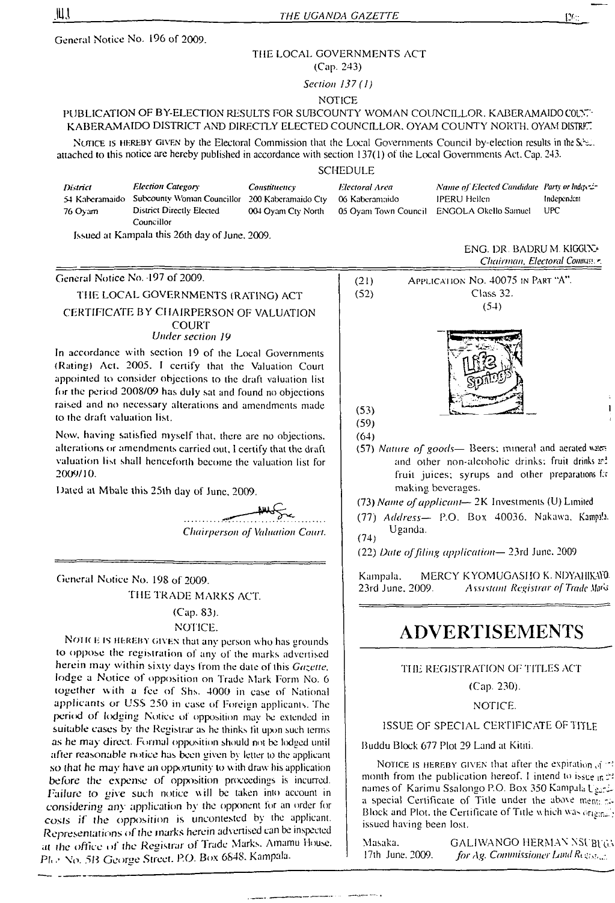General Notice No. 196 of 2009.

THE LOCAL GOVERNMENTS ACT

(Cap. 243)

*Section 137 (1)*

NOTICE

PUBLICATION OF BY-ELECTION RESULTS FOR SUBCOUNTY WOMAN COUNCILLOR, KABERAMAIDO COUNTY, KABERAMAIDO DISTRICT AND DIRECTLY ELECTED COUNCILLOR, OYAM COUNTY NORTH, OYAM DISTRICT

NOTICE IS HEREBY GIVEN by the Electoral Commission that the Local Governments Council by-election results in the Schedule attached to this notice are hereby published in accordance with section 137(1) of the Local Governments Act, Cap. 243.

SCHEDULE

| *District* | *Election Category* | *Constituency* | *Electoral Area* | *Name of Elected Candidate* | *Party or Independent* |
|---|---|---|---|---|---|
| 54 Kaberamaido | Subcounty Woman Councillor | 200 Kaberamaido Cty | 06 Kaberamaido | IPERU Hellen | Independent |
| 76 Oyam | District Directly Elected Councillor | 004 Oyam Cty North | 05 Oyam Town Council | ENGOLA Okello Samuel | UPC |

Issued at Kampala this 26th day of June, 2009.

ENG. DR. BADRU M. KIGGUNDU
*Chairman, Electoral Commission.*

---

General Notice No. 197 of 2009.

THE LOCAL GOVERNMENTS (RATING) ACT

CERTIFICATE BY CHAIRPERSON OF VALUATION COURT

*Under section 19*

In accordance with section 19 of the Local Governments (Rating) Act, 2005, I certify that the Valuation Court appointed to consider objections to the draft valuation list for the period 2008/09 has duly sat and found no objections raised and no necessary alterations and amendments made to the draft valuation list.

Now, having satisfied myself that, there are no objections, alterations or amendments carried out, I certify that the draft valuation list shall henceforth become the valuation list for 2009/10.

Dated at Mbale this 25th day of June, 2009.

..........................................
*Chairperson of Valuation Court.*

---

General Notice No. 198 of 2009.

THE TRADE MARKS ACT.

(Cap. 83).

NOTICE.

NOTICE IS HEREBY GIVEN that any person who has grounds to oppose the registration of any of the marks advertised herein may within sixty days from the date of this *Gazette*, lodge a Notice of opposition on Trade Mark Form No. 6 together with a fee of Shs. 4000 in case of National applicants or US$ 250 in case of Foreign applicants. The period of lodging Notice of opposition may be extended in suitable cases by the Registrar as he thinks fit upon such terms as he may direct. Formal opposition should not be lodged until after reasonable notice has been given by letter to the applicant so that he may have an opportunity to with draw his application before the expense of opposition proceedings is incurred. Failure to give such notice will be taken into account in considering any application by the opponent for an order for costs if the opposition is uncontested by the applicant. Representations of the marks herein advertised can be inspected at the office of the Registrar of Trade Marks, Amamu House, Plot No. 5B George Street, P.O. Box 6848, Kampala.

---

(21) APPLICATION No. 40075 IN PART "A".

(52) Class 32.

(54)

(53)

(59)

(64)

(57) *Nature of goods*— Beers; mineral and aerated waters and other non-alcoholic drinks; fruit drinks and fruit juices; syrups and other preparations for making beverages.

(73) *Name of applicant*— 2K Investments (U) Limited

(77) *Address*— P.O. Box 40036, Nakawa, Kampala, Uganda.

(74)

(22) *Date of filing application*— 23rd June, 2009

Kampala,
23rd June, 2009.

MERCY KYOMUGASHO K. NDYAHIKAYO
*Assistant Registrar of Trade Marks*

---

# ADVERTISEMENTS

THE REGISTRATION OF TITLES ACT

(Cap. 230).

NOTICE.

ISSUE OF SPECIAL CERTIFICATE OF TITLE

Buddu Block 677 Plot 29 Land at Kititi.

NOTICE IS HEREBY GIVEN that after the expiration of one month from the publication hereof, I intend to issue in the names of Karimu Ssalongo P.O. Box 350 Kampala Uganda, a special Certificate of Title under the above mentioned Block and Plot, the Certificate of Title which was originally issued having been lost.

Masaka,
17th June, 2009.

GALIWANGO HERMAN NSUBUGA
*for Ag. Commissioner Land Registration.*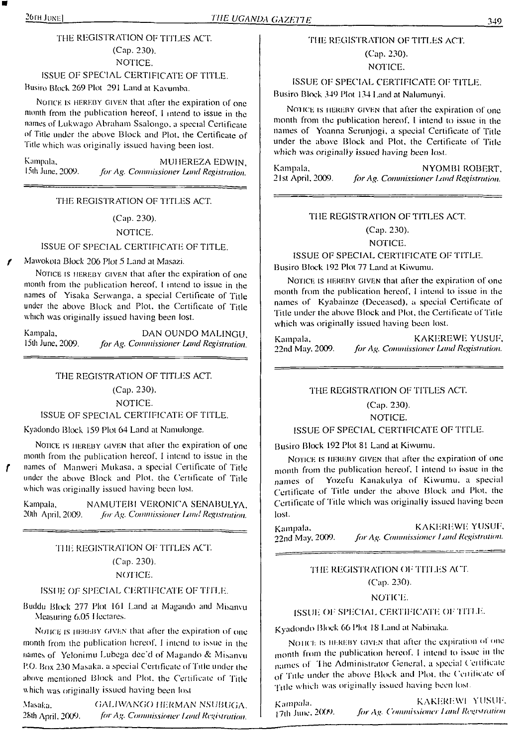THE REGISTRATION OF TITLES ACT.

(Cap. 230).

NOTICE.

ISSUE OF SPECIAL CERTIFICATE OF TITLE.

Busiro Block 269 Plot 291 Land at Kavumba.

NOTICE IS HEREBY GIVEN that after the expiration of one month from the publication hereof, I intend to issue in the names of Lukwago Abraham Ssalongo, a special Certificate of Title under the above Block and Plot, the Certificate of Title which was originally issued having been lost.

Kampala, 15th June, 2009.

MUHEREZA EDWIN,
*for Ag. Commissioner Land Registration.*

---

THE REGISTRATION OF TITLES ACT.

(Cap. 230).

NOTICE.

ISSUE OF SPECIAL CERTIFICATE OF TITLE.

Mawokota Block 206 Plot 5 Land at Masazi.

NOTICE IS HEREBY GIVEN that after the expiration of one month from the publication hereof, I intend to issue in the names of Yisaka Serwanga, a special Certificate of Title under the above Block and Plot, the Certificate of Title which was originally issued having been lost.

Kampala, 15th June, 2009.

DAN OUNDO MALINGU,
*for Ag. Commissioner Land Registration.*

---

THE REGISTRATION OF TITLES ACT.

(Cap. 230).

NOTICE.

ISSUE OF SPECIAL CERTIFICATE OF TITLE.

Kyadondo Block 159 Plot 64 Land at Namulonge.

NOTICE IS HEREBY GIVEN that after the expiration of one month from the publication hereof, I intend to issue in the names of Manweri Mukasa, a special Certificate of Title under the above Block and Plot, the Certificate of Title which was originally issued having been lost.

Kampala, 20th April, 2009.

NAMUTEBI VERONICA SENABULYA,
*for Ag. Commissioner Land Registration.*

---

THE REGISTRATION OF TITLES ACT.

(Cap. 230).

NOTICE.

ISSUE OF SPECIAL CERTIFICATE OF TITLE.

Buddu Block 277 Plot 161 Land at Magando and Misanvu Measuring 6.05 Hectares.

NOTICE IS HEREBY GIVEN that after the expiration of one month from the publication hereof, I intend to issue in the names of Yelonimu Lubega dec'd of Magando & Misanvu P.O. Box 230 Masaka, a special Certificate of Title under the above mentioned Block and Plot, the Certificate of Title which was originally issued having been lost

Masaka, 28th April, 2009.

GALIWANGO HERMAN NSUBUGA,
*for Ag. Commissioner Land Registration.*

---

THE REGISTRATION OF TITLES ACT.

(Cap. 230).

NOTICE.

ISSUE OF SPECIAL CERTIFICATE OF TITLE.

Busiro Block 349 Plot 134 Land at Nalumunyi.

NOTICE IS HEREBY GIVEN that after the expiration of one month from the publication hereof, I intend to issue in the names of Yoanna Serunjogi, a special Certificate of Title under the above Block and Plot, the Certificate of Title which was originally issued having been lost.

Kampala, 21st April, 2009.

NYOMBI ROBERT,
*for Ag. Commissioner Land Registration.*

---

THE REGISTRATION OF TITLES ACT.

(Cap. 230).

NOTICE.

ISSUE OF SPECIAL CERTIFICATE OF TITLE.

Busiro Block 192 Plot 77 Land at Kiwumu.

NOTICE IS HEREBY GIVEN that after the expiration of one month from the publication hereof, I intend to issue in the names of Kyabainze (Deceased), a special Certificate of Title under the above Block and Plot, the Certificate of Title which was originally issued having been lost.

Kampala, 22nd May, 2009.

KAKEREWE YUSUF,
*for Ag. Commissioner Land Registration.*

---

THE REGISTRATION OF TITLES ACT.

(Cap. 230).

NOTICE.

ISSUE OF SPECIAL CERTIFICATE OF TITLE.

Busiro Block 192 Plot 81 Land at Kiwumu.

NOTICE IS HEREBY GIVEN that after the expiration of one month from the publication hereof, I intend to issue in the names of Yozefu Kanakulya of Kiwumu, a special Certificate of Title under the above Block and Plot, the Certificate of Title which was originally issued having been lost.

Kampala, 22nd May, 2009.

KAKEREWE YUSUF,
*for Ag. Commissioner Land Registration.*

---

THE REGISTRATION OF TITLES ACT.

(Cap. 230).

NOTICE.

ISSUE OF SPECIAL CERTIFICATE OF TITLE.

Kyadondo Block 66 Plot 18 Land at Nabinaka.

NOTICE IS HEREBY GIVEN that after the expiration of one month from the publication hereof, I intend to issue in the names of The Administrator General, a special Certificate of Title under the above Block and Plot, the Certificate of Title which was originally issued having been lost.

Kampala, 17th June, 2009.

KAKEREWE YUSUF,
*for Ag. Commissioner Land Registration*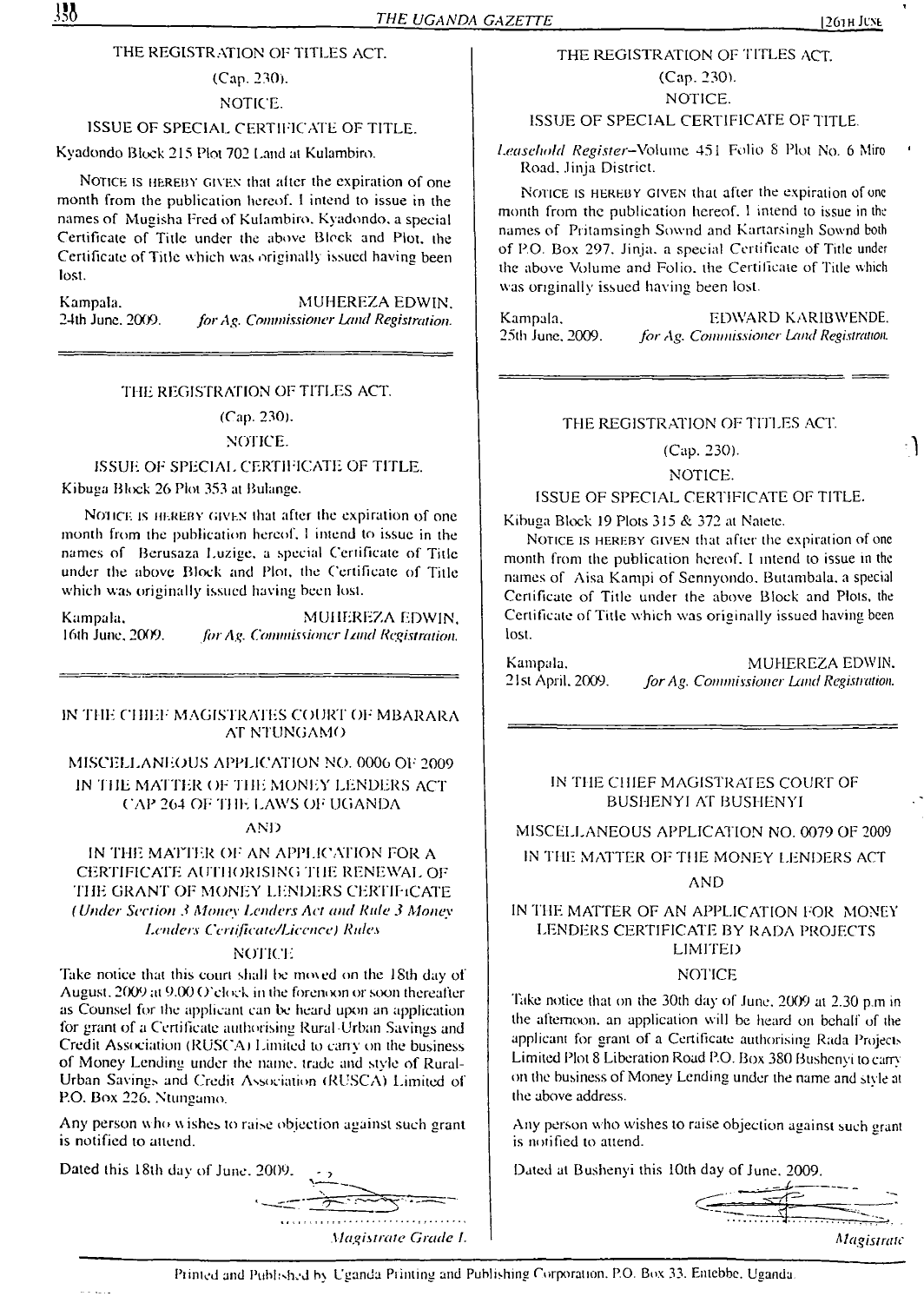THE REGISTRATION OF TITLES ACT.

(Cap. 230).

NOTICE.

ISSUE OF SPECIAL CERTIFICATE OF TITLE.

Kyadondo Block 215 Plot 702 Land at Kulambiro.

NOTICE IS HEREBY GIVEN that after the expiration of one month from the publication hereof. I intend to issue in the names of Mugisha Fred of Kulambiro, Kyadondo, a special Certificate of Title under the above Block and Plot, the Certificate of Title which was originally issued having been lost.

Kampala, 24th June, 2009.

MUHEREZA EDWIN, *for Ag. Commissioner Land Registration.*

---

THE REGISTRATION OF TITLES ACT.

(Cap. 230).

NOTICE.

ISSUE OF SPECIAL CERTIFICATE OF TITLE.

Kibuga Block 26 Plot 353 at Bulange.

NOTICE IS HEREBY GIVEN that after the expiration of one month from the publication hereof, I intend to issue in the names of Berusaza Luzige, a special Certificate of Title under the above Block and Plot, the Certificate of Title which was originally issued having been lost.

Kampala, 16th June, 2009.

MUHEREZA EDWIN, *for Ag. Commissioner Land Registration.*

---

IN THE CHIEF MAGISTRATES COURT OF MBARARA AT NTUNGAMO

MISCELLANEOUS APPLICATION NO. 0006 OF 2009

IN THE MATTER OF THE MONEY LENDERS ACT CAP 264 OF THE LAWS OF UGANDA

AND

IN THE MATTER OF AN APPLICATION FOR A CERTIFICATE AUTHORISING THE RENEWAL OF THE GRANT OF MONEY LENDERS CERTIFICATE *(Under Section 3 Money Lenders Act and Rule 3 Money Lenders Certificate/Licence) Rules*

NOTICE

Take notice that this court shall be moved on the 18th day of August, 2009 at 9.00 O'clock in the forenoon or soon thereafter as Counsel for the applicant can be heard upon an application for grant of a Certificate authorising Rural-Urban Savings and Credit Association (RUSCA) Limited to carry on the business of Money Lending under the name, trade and style of Rural-Urban Savings and Credit Association (RUSCA) Limited of P.O. Box 226, Ntungamo.

Any person who wishes to raise objection against such grant is notified to attend.

Dated this 18th day of June, 2009.

*Magistrate Grade I.*

---

THE REGISTRATION OF TITLES ACT.

(Cap. 230).

NOTICE.

ISSUE OF SPECIAL CERTIFICATE OF TITLE.

*Leasehold Register*—Volume 451 Folio 8 Plot No. 6 Miro Road, Jinja District.

NOTICE IS HEREBY GIVEN that after the expiration of one month from the publication hereof, I intend to issue in the names of Pritamsingh Sownd and Kartarsingh Sownd both of P.O. Box 297, Jinja, a special Certificate of Title under the above Volume and Folio, the Certificate of Title which was originally issued having been lost.

Kampala, 25th June, 2009.

EDWARD KARIBWENDE, *for Ag. Commissioner Land Registration.*

---

THE REGISTRATION OF TITLES ACT.

(Cap. 230).

NOTICE.

ISSUE OF SPECIAL CERTIFICATE OF TITLE.

Kibuga Block 19 Plots 315 & 372 at Natete.

NOTICE IS HEREBY GIVEN that after the expiration of one month from the publication hereof. I intend to issue in the names of Aisa Kampi of Sennyondo, Butambala, a special Certificate of Title under the above Block and Plots, the Certificate of Title which was originally issued having been lost.

Kampala, 21st April, 2009.

MUHEREZA EDWIN, *for Ag. Commissioner Land Registration.*

---

IN THE CHIEF MAGISTRATES COURT OF BUSHENYI AT BUSHENYI

MISCELLANEOUS APPLICATION NO. 0079 OF 2009

IN THE MATTER OF THE MONEY LENDERS ACT

AND

IN THE MATTER OF AN APPLICATION FOR MONEY LENDERS CERTIFICATE BY RADA PROJECTS LIMITED

NOTICE

Take notice that on the 30th day of June, 2009 at 2.30 p.m in the afternoon, an application will be heard on behalf of the applicant for grant of a Certificate authorising Rada Projects Limited Plot 8 Liberation Road P.O. Box 380 Bushenyi to carry on the business of Money Lending under the name and style at the above address.

Any person who wishes to raise objection against such grant is notified to attend.

Dated at Bushenyi this 10th day of June, 2009.

*Magistrate*

Printed and Published by Uganda Printing and Publishing Corporation, P.O. Box 33, Entebbe, Uganda.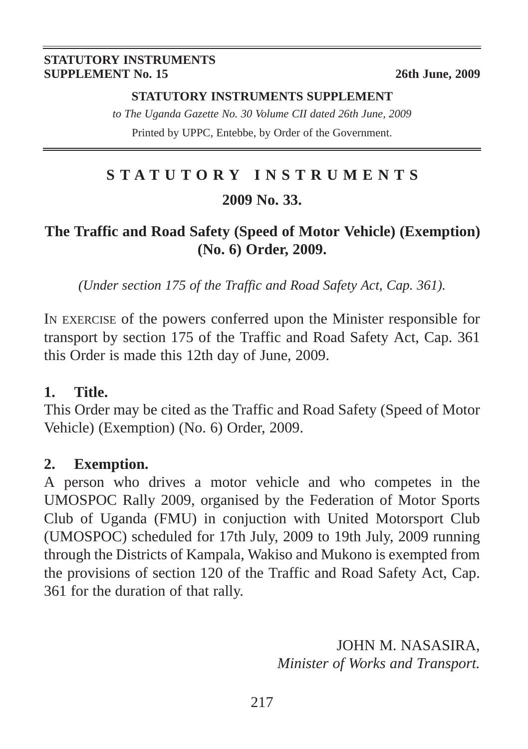STATUTORY INSTRUMENTS
SUPPLEMENT No. 15 — 26th June, 2009

**STATUTORY INSTRUMENTS SUPPLEMENT**

*to The Uganda Gazette No. 30 Volume CII dated 26th June, 2009*

Printed by UPPC, Entebbe, by Order of the Government.

# STATUTORY INSTRUMENTS

## 2009 No. 33.

## The Traffic and Road Safety (Speed of Motor Vehicle) (Exemption) (No. 6) Order, 2009.

*(Under section 175 of the Traffic and Road Safety Act, Cap. 361).*

IN EXERCISE of the powers conferred upon the Minister responsible for transport by section 175 of the Traffic and Road Safety Act, Cap. 361 this Order is made this 12th day of June, 2009.

**1. Title.**

This Order may be cited as the Traffic and Road Safety (Speed of Motor Vehicle) (Exemption) (No. 6) Order, 2009.

**2. Exemption.**

A person who drives a motor vehicle and who competes in the UMOSPOC Rally 2009, organised by the Federation of Motor Sports Club of Uganda (FMU) in conjuction with United Motorsport Club (UMOSPOC) scheduled for 17th July, 2009 to 19th July, 2009 running through the Districts of Kampala, Wakiso and Mukono is exempted from the provisions of section 120 of the Traffic and Road Safety Act, Cap. 361 for the duration of that rally.

JOHN M. NASASIRA,
*Minister of Works and Transport.*